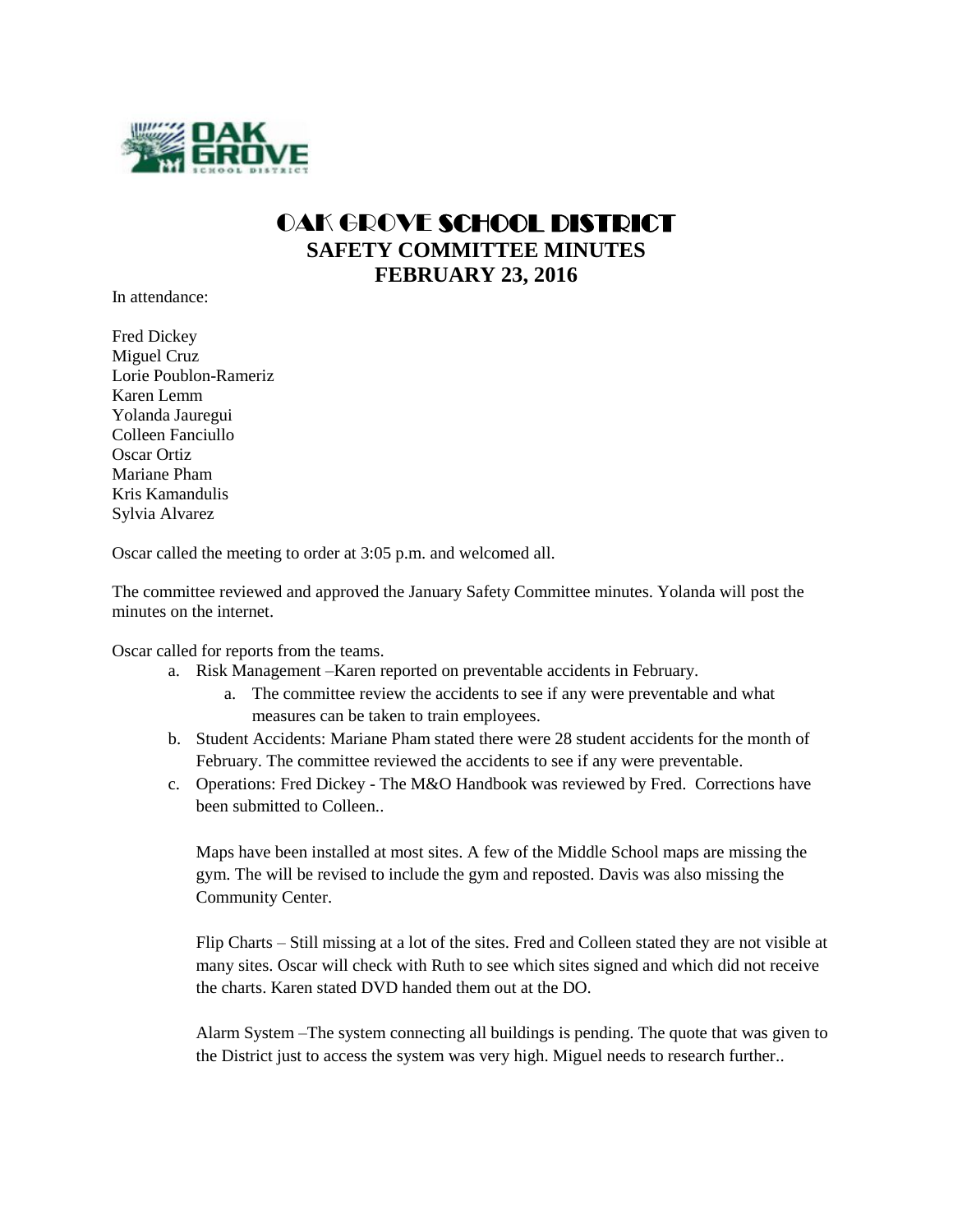# OAK GROVE SCHOOL DISTRICT
## SAFETY COMMITTEE MINUTES
## FEBRUARY 23, 2016

In attendance:

Fred Dickey
Miguel Cruz
Lorie Poublon-Rameriz
Karen Lemm
Yolanda Jauregui
Colleen Fanciullo
Oscar Ortiz
Mariane Pham
Kris Kamandulis
Sylvia Alvarez

Oscar called the meeting to order at 3:05 p.m. and welcomed all.

The committee reviewed and approved the January Safety Committee minutes. Yolanda will post the minutes on the internet.

Oscar called for reports from the teams.

a. Risk Management –Karen reported on preventable accidents in February.
   a. The committee review the accidents to see if any were preventable and what measures can be taken to train employees.
b. Student Accidents: Mariane Pham stated there were 28 student accidents for the month of February. The committee reviewed the accidents to see if any were preventable.
c. Operations: Fred Dickey - The M&O Handbook was reviewed by Fred. Corrections have been submitted to Colleen..

   Maps have been installed at most sites. A few of the Middle School maps are missing the gym. The will be revised to include the gym and reposted. Davis was also missing the Community Center.

   Flip Charts – Still missing at a lot of the sites. Fred and Colleen stated they are not visible at many sites. Oscar will check with Ruth to see which sites signed and which did not receive the charts. Karen stated DVD handed them out at the DO.

   Alarm System –The system connecting all buildings is pending. The quote that was given to the District just to access the system was very high. Miguel needs to research further..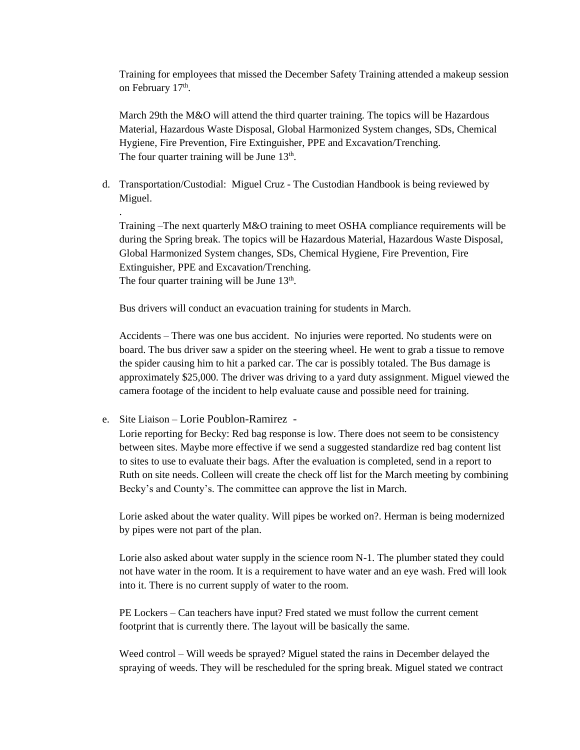Training for employees that missed the December Safety Training attended a makeup session on February 17th.

March 29th the M&O will attend the third quarter training. The topics will be Hazardous Material, Hazardous Waste Disposal, Global Harmonized System changes, SDs, Chemical Hygiene, Fire Prevention, Fire Extinguisher, PPE and Excavation/Trenching.
The four quarter training will be June 13th.

d. Transportation/Custodial: Miguel Cruz - The Custodian Handbook is being reviewed by Miguel.

   .
   Training –The next quarterly M&O training to meet OSHA compliance requirements will be during the Spring break. The topics will be Hazardous Material, Hazardous Waste Disposal, Global Harmonized System changes, SDs, Chemical Hygiene, Fire Prevention, Fire Extinguisher, PPE and Excavation/Trenching.
   The four quarter training will be June 13th.

   Bus drivers will conduct an evacuation training for students in March.

   Accidents – There was one bus accident. No injuries were reported. No students were on board. The bus driver saw a spider on the steering wheel. He went to grab a tissue to remove the spider causing him to hit a parked car. The car is possibly totaled. The Bus damage is approximately $25,000. The driver was driving to a yard duty assignment. Miguel viewed the camera footage of the incident to help evaluate cause and possible need for training.

e. Site Liaison – Lorie Poublon-Ramirez -
   Lorie reporting for Becky: Red bag response is low. There does not seem to be consistency between sites. Maybe more effective if we send a suggested standardize red bag content list to sites to use to evaluate their bags. After the evaluation is completed, send in a report to Ruth on site needs. Colleen will create the check off list for the March meeting by combining Becky's and County's. The committee can approve the list in March.

   Lorie asked about the water quality. Will pipes be worked on?. Herman is being modernized by pipes were not part of the plan.

   Lorie also asked about water supply in the science room N-1. The plumber stated they could not have water in the room. It is a requirement to have water and an eye wash. Fred will look into it. There is no current supply of water to the room.

   PE Lockers – Can teachers have input? Fred stated we must follow the current cement footprint that is currently there. The layout will be basically the same.

   Weed control – Will weeds be sprayed? Miguel stated the rains in December delayed the spraying of weeds. They will be rescheduled for the spring break. Miguel stated we contract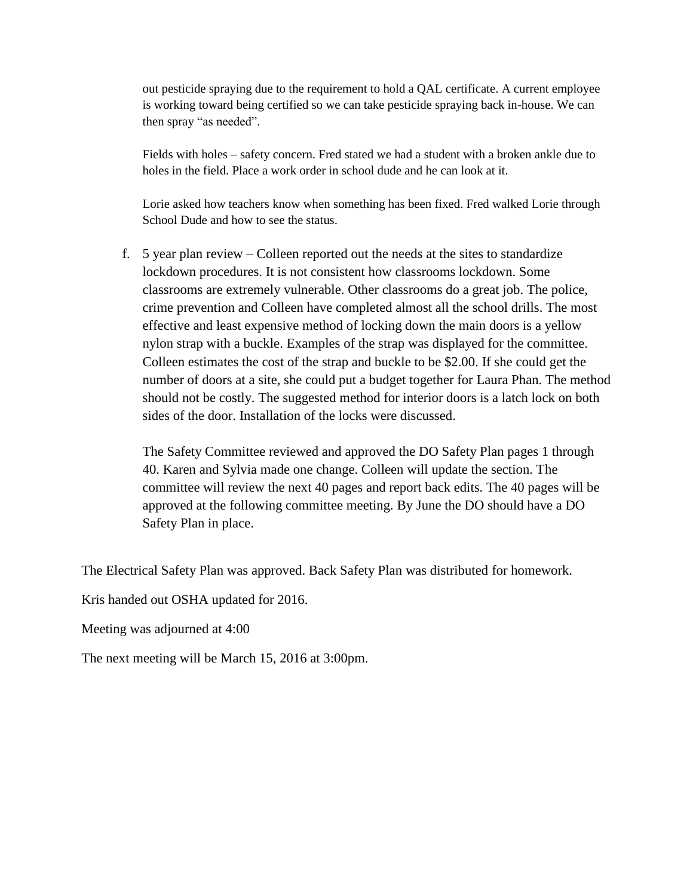out pesticide spraying due to the requirement to hold a QAL certificate. A current employee is working toward being certified so we can take pesticide spraying back in-house. We can then spray "as needed".

Fields with holes – safety concern. Fred stated we had a student with a broken ankle due to holes in the field. Place a work order in school dude and he can look at it.

Lorie asked how teachers know when something has been fixed. Fred walked Lorie through School Dude and how to see the status.

f. 5 year plan review – Colleen reported out the needs at the sites to standardize lockdown procedures. It is not consistent how classrooms lockdown. Some classrooms are extremely vulnerable. Other classrooms do a great job. The police, crime prevention and Colleen have completed almost all the school drills. The most effective and least expensive method of locking down the main doors is a yellow nylon strap with a buckle. Examples of the strap was displayed for the committee. Colleen estimates the cost of the strap and buckle to be $2.00. If she could get the number of doors at a site, she could put a budget together for Laura Phan. The method should not be costly. The suggested method for interior doors is a latch lock on both sides of the door. Installation of the locks were discussed.

   The Safety Committee reviewed and approved the DO Safety Plan pages 1 through 40. Karen and Sylvia made one change. Colleen will update the section. The committee will review the next 40 pages and report back edits. The 40 pages will be approved at the following committee meeting. By June the DO should have a DO Safety Plan in place.

The Electrical Safety Plan was approved. Back Safety Plan was distributed for homework.

Kris handed out OSHA updated for 2016.

Meeting was adjourned at 4:00

The next meeting will be March 15, 2016 at 3:00pm.